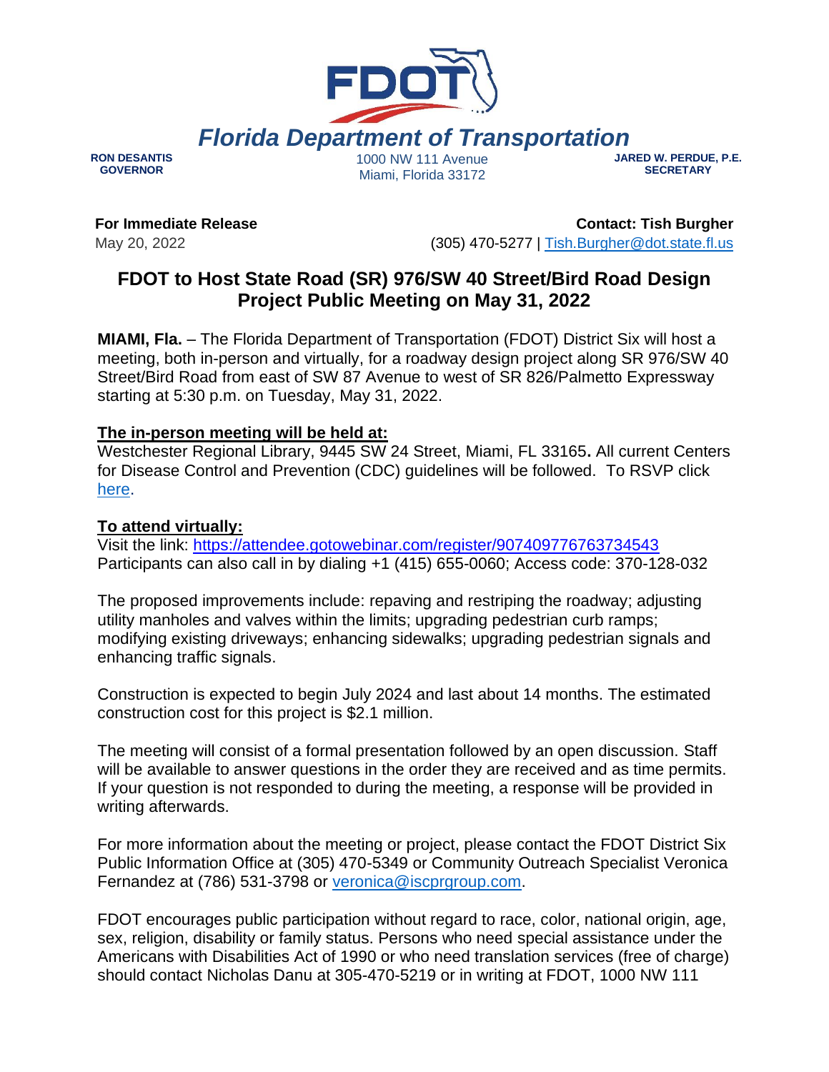# Florida Department of Transportation

**RON DESANTIS**
**GOVERNOR**

1000 NW 111 Avenue
Miami, Florida 33172

**JARED W. PERDUE, P.E.**
**SECRETARY**

**For Immediate Release**
May 20, 2022

**Contact: Tish Burgher**
(305) 470-5277 | Tish.Burgher@dot.state.fl.us

## FDOT to Host State Road (SR) 976/SW 40 Street/Bird Road Design Project Public Meeting on May 31, 2022

**MIAMI, Fla.** – The Florida Department of Transportation (FDOT) District Six will host a meeting, both in-person and virtually, for a roadway design project along SR 976/SW 40 Street/Bird Road from east of SW 87 Avenue to west of SR 826/Palmetto Expressway starting at 5:30 p.m. on Tuesday, May 31, 2022.

**The in-person meeting will be held at:**
Westchester Regional Library, 9445 SW 24 Street, Miami, FL 33165**.** All current Centers for Disease Control and Prevention (CDC) guidelines will be followed. To RSVP click here.

**To attend virtually:**
Visit the link: https://attendee.gotowebinar.com/register/907409776763734543
Participants can also call in by dialing +1 (415) 655-0060; Access code: 370-128-032

The proposed improvements include: repaving and restriping the roadway; adjusting utility manholes and valves within the limits; upgrading pedestrian curb ramps; modifying existing driveways; enhancing sidewalks; upgrading pedestrian signals and enhancing traffic signals.

Construction is expected to begin July 2024 and last about 14 months. The estimated construction cost for this project is $2.1 million.

The meeting will consist of a formal presentation followed by an open discussion. Staff will be available to answer questions in the order they are received and as time permits. If your question is not responded to during the meeting, a response will be provided in writing afterwards.

For more information about the meeting or project, please contact the FDOT District Six Public Information Office at (305) 470-5349 or Community Outreach Specialist Veronica Fernandez at (786) 531-3798 or veronica@iscprgroup.com.

FDOT encourages public participation without regard to race, color, national origin, age, sex, religion, disability or family status. Persons who need special assistance under the Americans with Disabilities Act of 1990 or who need translation services (free of charge) should contact Nicholas Danu at 305-470-5219 or in writing at FDOT, 1000 NW 111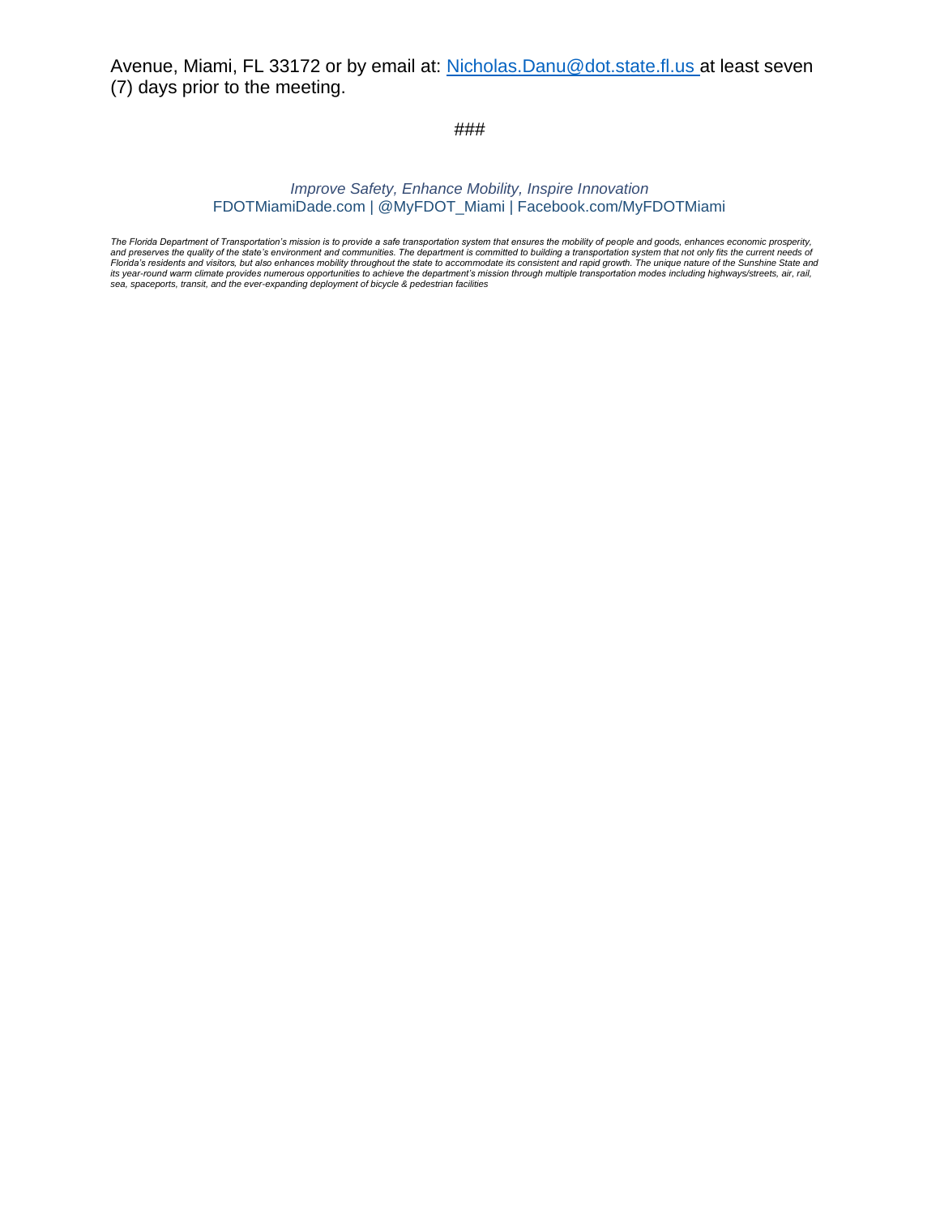Avenue, Miami, FL 33172 or by email at: Nicholas.Danu@dot.state.fl.us at least seven (7) days prior to the meeting.

###

*Improve Safety, Enhance Mobility, Inspire Innovation*
FDOTMiamiDade.com | @MyFDOT_Miami | Facebook.com/MyFDOTMiami

*The Florida Department of Transportation's mission is to provide a safe transportation system that ensures the mobility of people and goods, enhances economic prosperity, and preserves the quality of the state's environment and communities. The department is committed to building a transportation system that not only fits the current needs of Florida's residents and visitors, but also enhances mobility throughout the state to accommodate its consistent and rapid growth. The unique nature of the Sunshine State and its year-round warm climate provides numerous opportunities to achieve the department's mission through multiple transportation modes including highways/streets, air, rail, sea, spaceports, transit, and the ever-expanding deployment of bicycle & pedestrian facilities*